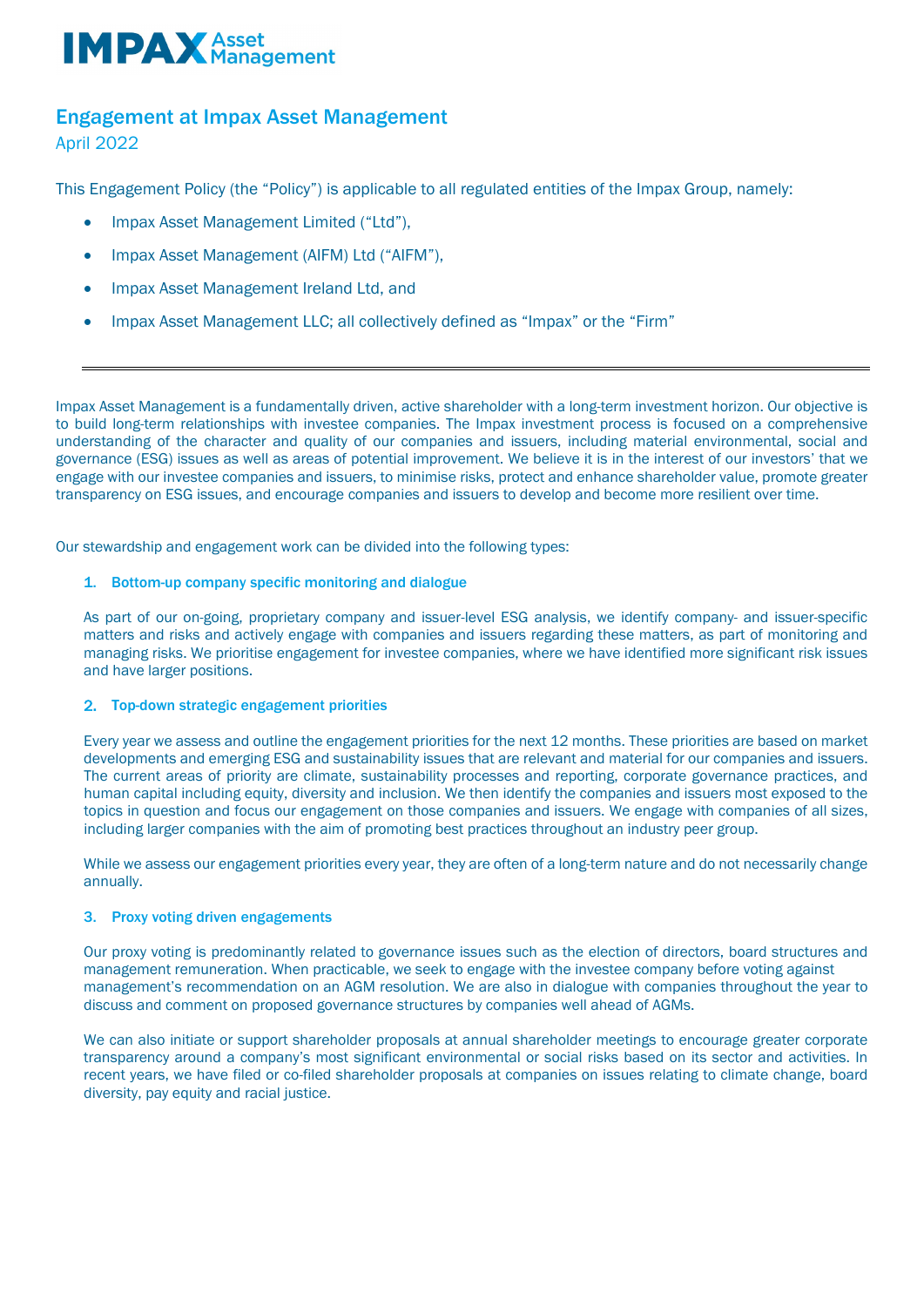# Engagement at Impax Asset Management

April 2022

This Engagement Policy (the "Policy") is applicable to all regulated entities of the Impax Group, namely:

- Impax Asset Management Limited ("Ltd"),
- Impax Asset Management (AIFM) Ltd ("AIFM"),
- Impax Asset Management Ireland Ltd, and
- Impax Asset Management LLC; all collectively defined as "Impax" or the "Firm"

---

Impax Asset Management is a fundamentally driven, active shareholder with a long-term investment horizon. Our objective is to build long-term relationships with investee companies. The Impax investment process is focused on a comprehensive understanding of the character and quality of our companies and issuers, including material environmental, social and governance (ESG) issues as well as areas of potential improvement. We believe it is in the interest of our investors' that we engage with our investee companies and issuers, to minimise risks, protect and enhance shareholder value, promote greater transparency on ESG issues, and encourage companies and issuers to develop and become more resilient over time.

Our stewardship and engagement work can be divided into the following types:

### 1. Bottom-up company specific monitoring and dialogue

As part of our on-going, proprietary company and issuer-level ESG analysis, we identify company- and issuer-specific matters and risks and actively engage with companies and issuers regarding these matters, as part of monitoring and managing risks. We prioritise engagement for investee companies, where we have identified more significant risk issues and have larger positions.

### 2. Top-down strategic engagement priorities

Every year we assess and outline the engagement priorities for the next 12 months. These priorities are based on market developments and emerging ESG and sustainability issues that are relevant and material for our companies and issuers. The current areas of priority are climate, sustainability processes and reporting, corporate governance practices, and human capital including equity, diversity and inclusion. We then identify the companies and issuers most exposed to the topics in question and focus our engagement on those companies and issuers. We engage with companies of all sizes, including larger companies with the aim of promoting best practices throughout an industry peer group.

While we assess our engagement priorities every year, they are often of a long-term nature and do not necessarily change annually.

### 3. Proxy voting driven engagements

Our proxy voting is predominantly related to governance issues such as the election of directors, board structures and management remuneration. When practicable, we seek to engage with the investee company before voting against management's recommendation on an AGM resolution. We are also in dialogue with companies throughout the year to discuss and comment on proposed governance structures by companies well ahead of AGMs.

We can also initiate or support shareholder proposals at annual shareholder meetings to encourage greater corporate transparency around a company's most significant environmental or social risks based on its sector and activities. In recent years, we have filed or co-filed shareholder proposals at companies on issues relating to climate change, board diversity, pay equity and racial justice.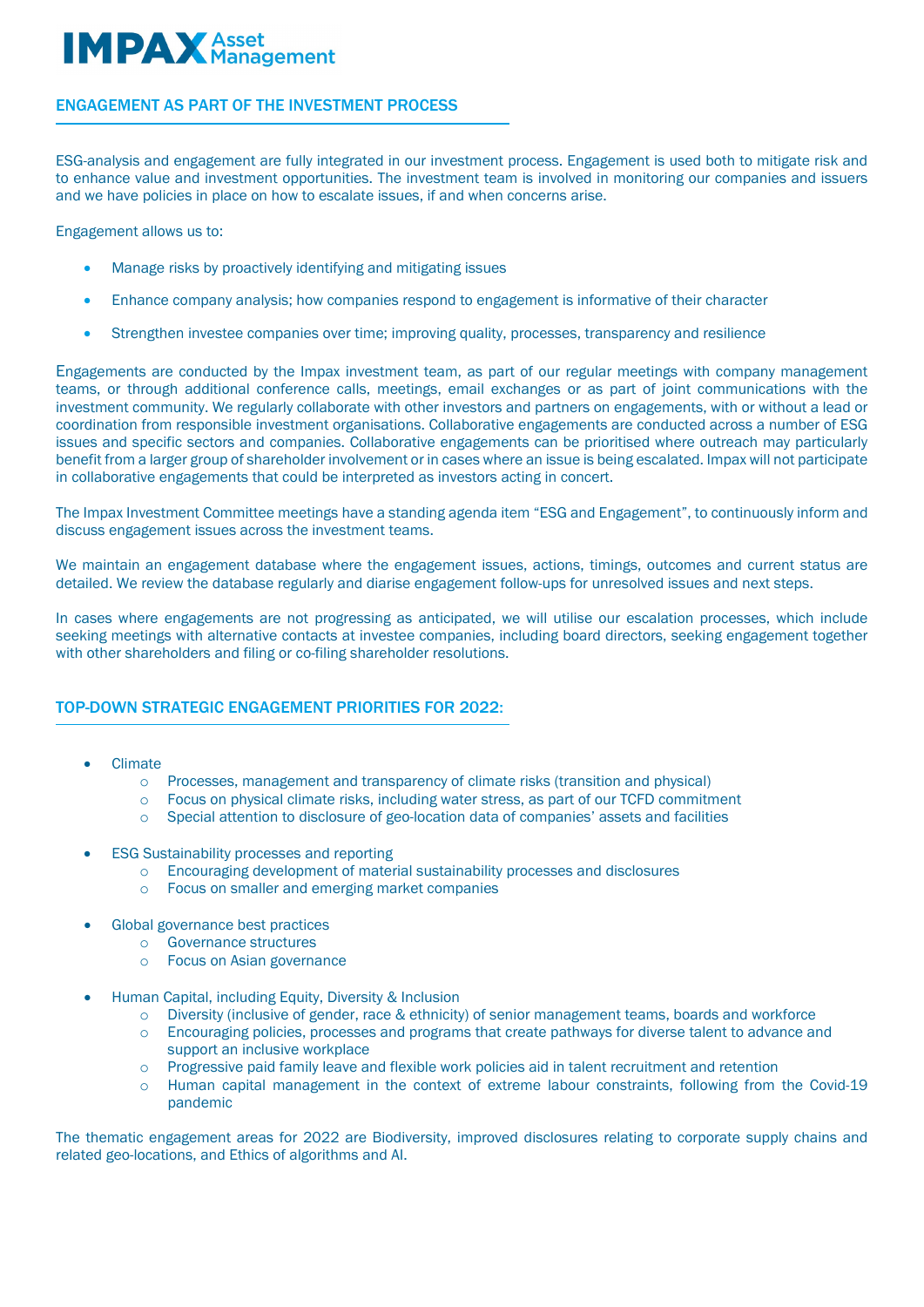## ENGAGEMENT AS PART OF THE INVESTMENT PROCESS

ESG-analysis and engagement are fully integrated in our investment process. Engagement is used both to mitigate risk and to enhance value and investment opportunities. The investment team is involved in monitoring our companies and issuers and we have policies in place on how to escalate issues, if and when concerns arise.

Engagement allows us to:

- Manage risks by proactively identifying and mitigating issues
- Enhance company analysis; how companies respond to engagement is informative of their character
- Strengthen investee companies over time; improving quality, processes, transparency and resilience

Engagements are conducted by the Impax investment team, as part of our regular meetings with company management teams, or through additional conference calls, meetings, email exchanges or as part of joint communications with the investment community. We regularly collaborate with other investors and partners on engagements, with or without a lead or coordination from responsible investment organisations. Collaborative engagements are conducted across a number of ESG issues and specific sectors and companies. Collaborative engagements can be prioritised where outreach may particularly benefit from a larger group of shareholder involvement or in cases where an issue is being escalated. Impax will not participate in collaborative engagements that could be interpreted as investors acting in concert.

The Impax Investment Committee meetings have a standing agenda item "ESG and Engagement", to continuously inform and discuss engagement issues across the investment teams.

We maintain an engagement database where the engagement issues, actions, timings, outcomes and current status are detailed. We review the database regularly and diarise engagement follow-ups for unresolved issues and next steps.

In cases where engagements are not progressing as anticipated, we will utilise our escalation processes, which include seeking meetings with alternative contacts at investee companies, including board directors, seeking engagement together with other shareholders and filing or co-filing shareholder resolutions.

## TOP-DOWN STRATEGIC ENGAGEMENT PRIORITIES FOR 2022:

- Climate
  - Processes, management and transparency of climate risks (transition and physical)
  - Focus on physical climate risks, including water stress, as part of our TCFD commitment
  - Special attention to disclosure of geo-location data of companies' assets and facilities
- ESG Sustainability processes and reporting
  - Encouraging development of material sustainability processes and disclosures
  - Focus on smaller and emerging market companies
- Global governance best practices
  - Governance structures
  - Focus on Asian governance
- Human Capital, including Equity, Diversity & Inclusion
  - Diversity (inclusive of gender, race & ethnicity) of senior management teams, boards and workforce
  - Encouraging policies, processes and programs that create pathways for diverse talent to advance and support an inclusive workplace
  - Progressive paid family leave and flexible work policies aid in talent recruitment and retention
  - Human capital management in the context of extreme labour constraints, following from the Covid-19 pandemic

The thematic engagement areas for 2022 are Biodiversity, improved disclosures relating to corporate supply chains and related geo-locations, and Ethics of algorithms and AI.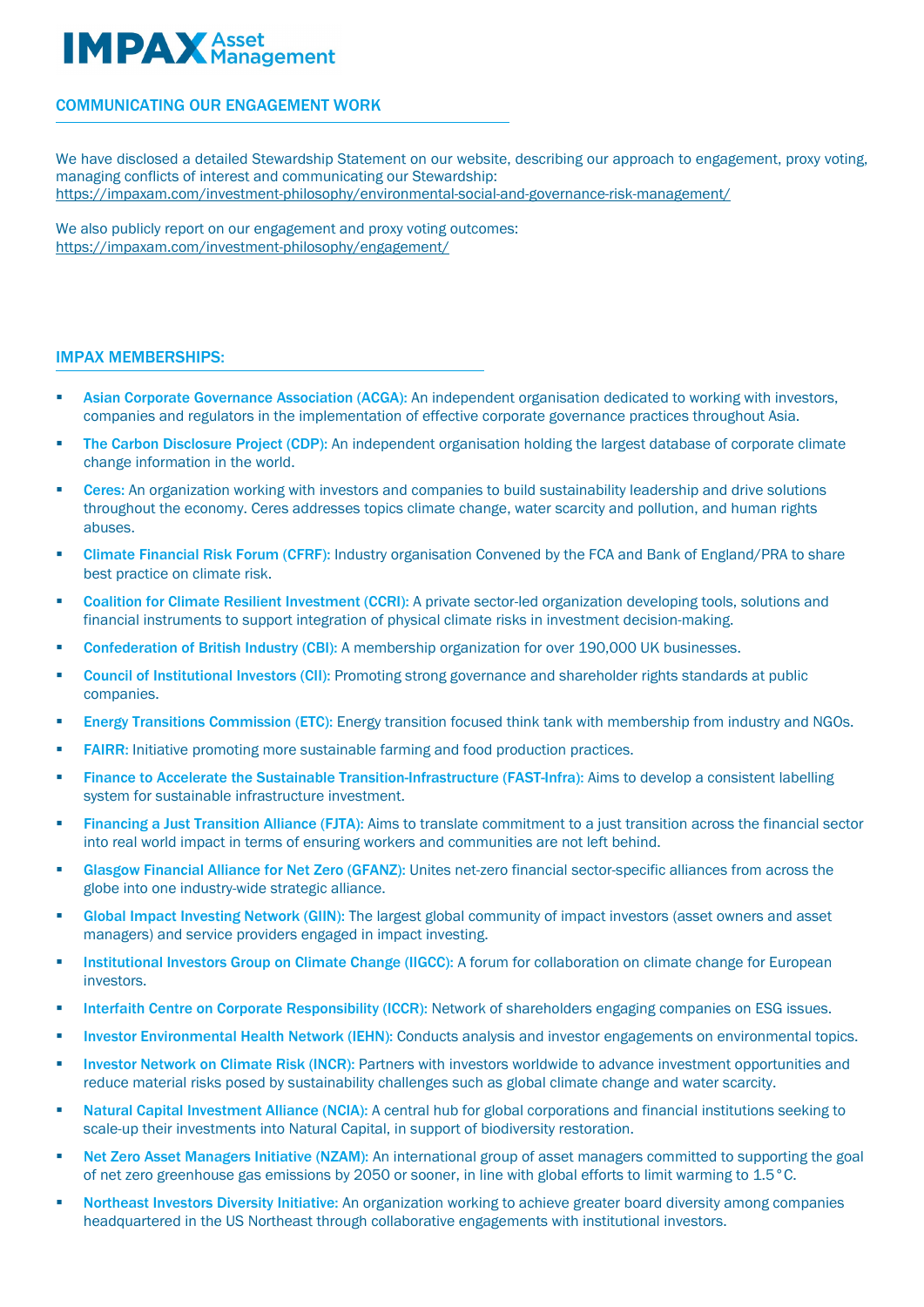## COMMUNICATING OUR ENGAGEMENT WORK

We have disclosed a detailed Stewardship Statement on our website, describing our approach to engagement, proxy voting, managing conflicts of interest and communicating our Stewardship:
https://impaxam.com/investment-philosophy/environmental-social-and-governance-risk-management/

We also publicly report on our engagement and proxy voting outcomes:
https://impaxam.com/investment-philosophy/engagement/

## IMPAX MEMBERSHIPS:

- **Asian Corporate Governance Association (ACGA):** An independent organisation dedicated to working with investors, companies and regulators in the implementation of effective corporate governance practices throughout Asia.
- **The Carbon Disclosure Project (CDP):** An independent organisation holding the largest database of corporate climate change information in the world.
- **Ceres:** An organization working with investors and companies to build sustainability leadership and drive solutions throughout the economy. Ceres addresses topics climate change, water scarcity and pollution, and human rights abuses.
- **Climate Financial Risk Forum (CFRF):** Industry organisation Convened by the FCA and Bank of England/PRA to share best practice on climate risk.
- **Coalition for Climate Resilient Investment (CCRI):** A private sector-led organization developing tools, solutions and financial instruments to support integration of physical climate risks in investment decision-making.
- **Confederation of British Industry (CBI):** A membership organization for over 190,000 UK businesses.
- **Council of Institutional Investors (CII):** Promoting strong governance and shareholder rights standards at public companies.
- **Energy Transitions Commission (ETC):** Energy transition focused think tank with membership from industry and NGOs.
- **FAIRR:** Initiative promoting more sustainable farming and food production practices.
- **Finance to Accelerate the Sustainable Transition-Infrastructure (FAST-Infra):** Aims to develop a consistent labelling system for sustainable infrastructure investment.
- **Financing a Just Transition Alliance (FJTA):** Aims to translate commitment to a just transition across the financial sector into real world impact in terms of ensuring workers and communities are not left behind.
- **Glasgow Financial Alliance for Net Zero (GFANZ):** Unites net-zero financial sector-specific alliances from across the globe into one industry-wide strategic alliance.
- **Global Impact Investing Network (GIIN):** The largest global community of impact investors (asset owners and asset managers) and service providers engaged in impact investing.
- **Institutional Investors Group on Climate Change (IIGCC):** A forum for collaboration on climate change for European investors.
- **Interfaith Centre on Corporate Responsibility (ICCR):** Network of shareholders engaging companies on ESG issues.
- **Investor Environmental Health Network (IEHN):** Conducts analysis and investor engagements on environmental topics.
- **Investor Network on Climate Risk (INCR):** Partners with investors worldwide to advance investment opportunities and reduce material risks posed by sustainability challenges such as global climate change and water scarcity.
- **Natural Capital Investment Alliance (NCIA):** A central hub for global corporations and financial institutions seeking to scale-up their investments into Natural Capital, in support of biodiversity restoration.
- **Net Zero Asset Managers Initiative (NZAM):** An international group of asset managers committed to supporting the goal of net zero greenhouse gas emissions by 2050 or sooner, in line with global efforts to limit warming to 1.5°C.
- **Northeast Investors Diversity Initiative:** An organization working to achieve greater board diversity among companies headquartered in the US Northeast through collaborative engagements with institutional investors.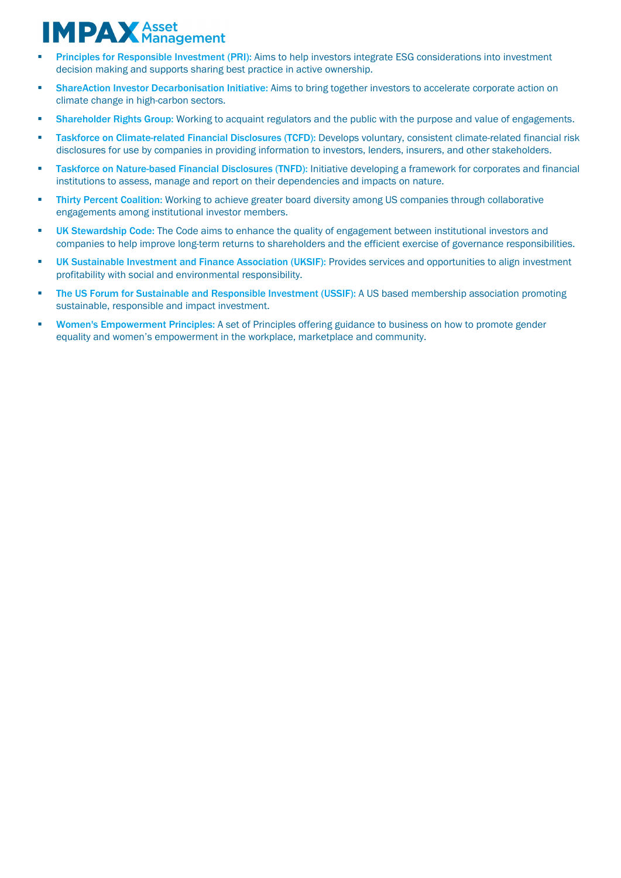- **Principles for Responsible Investment (PRI):** Aims to help investors integrate ESG considerations into investment decision making and supports sharing best practice in active ownership.
- **ShareAction Investor Decarbonisation Initiative:** Aims to bring together investors to accelerate corporate action on climate change in high-carbon sectors.
- **Shareholder Rights Group:** Working to acquaint regulators and the public with the purpose and value of engagements.
- **Taskforce on Climate-related Financial Disclosures (TCFD):** Develops voluntary, consistent climate-related financial risk disclosures for use by companies in providing information to investors, lenders, insurers, and other stakeholders.
- **Taskforce on Nature-based Financial Disclosures (TNFD):** Initiative developing a framework for corporates and financial institutions to assess, manage and report on their dependencies and impacts on nature.
- **Thirty Percent Coalition:** Working to achieve greater board diversity among US companies through collaborative engagements among institutional investor members.
- **UK Stewardship Code:** The Code aims to enhance the quality of engagement between institutional investors and companies to help improve long-term returns to shareholders and the efficient exercise of governance responsibilities.
- **UK Sustainable Investment and Finance Association (UKSIF):** Provides services and opportunities to align investment profitability with social and environmental responsibility.
- **The US Forum for Sustainable and Responsible Investment (USSIF):** A US based membership association promoting sustainable, responsible and impact investment.
- **Women's Empowerment Principles:** A set of Principles offering guidance to business on how to promote gender equality and women's empowerment in the workplace, marketplace and community.